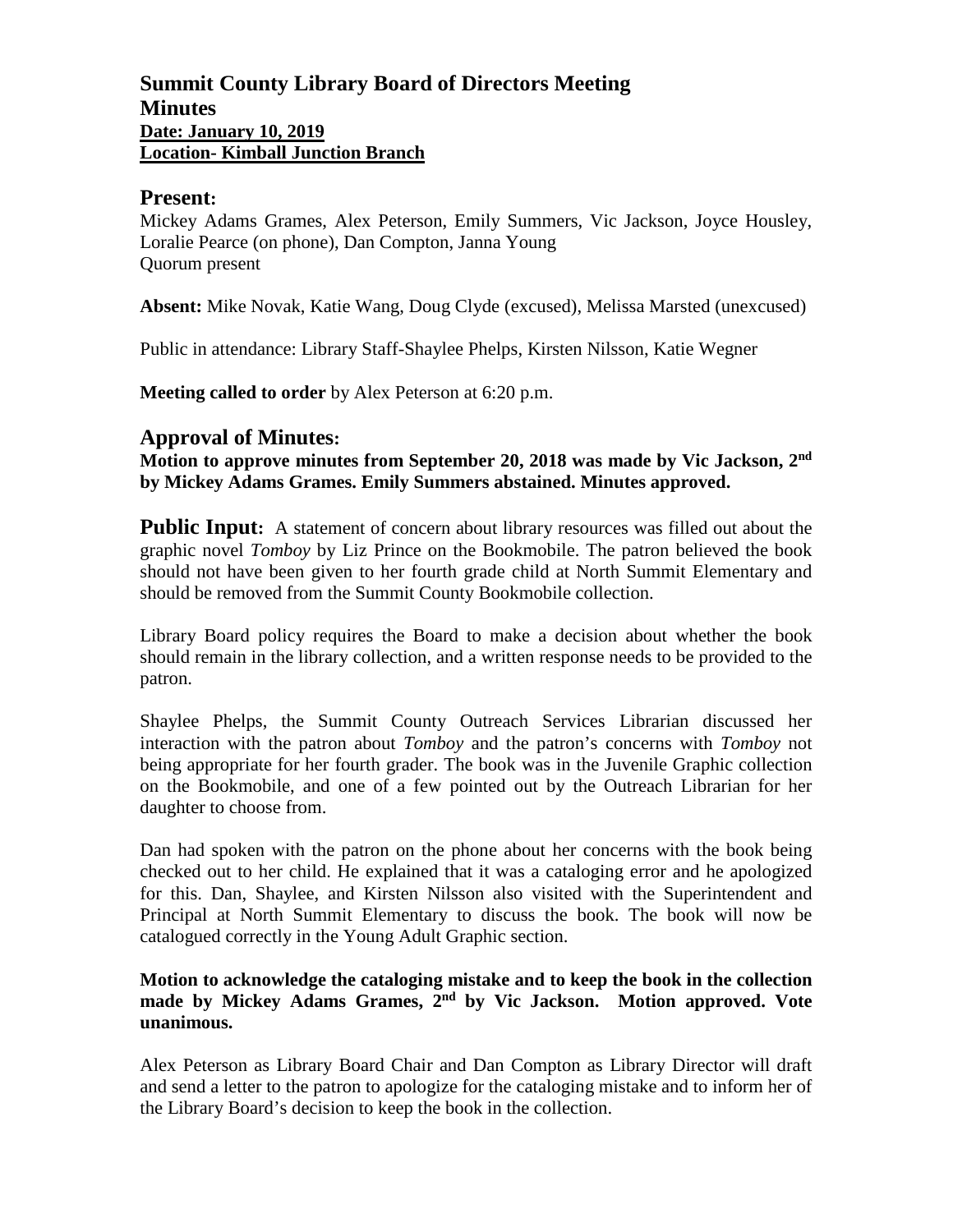# Summit County Library Board of Directors Meeting
# Minutes
**Date: January 10, 2019**
**Location- Kimball Junction Branch**

## Present:

Mickey Adams Grames, Alex Peterson, Emily Summers, Vic Jackson, Joyce Housley, Loralie Pearce (on phone), Dan Compton, Janna Young
Quorum present

**Absent:** Mike Novak, Katie Wang, Doug Clyde (excused), Melissa Marsted (unexcused)

Public in attendance: Library Staff-Shaylee Phelps, Kirsten Nilsson, Katie Wegner

**Meeting called to order** by Alex Peterson at 6:20 p.m.

## Approval of Minutes:

**Motion to approve minutes from September 20, 2018 was made by Vic Jackson, 2nd by Mickey Adams Grames. Emily Summers abstained. Minutes approved.**

**Public Input:** A statement of concern about library resources was filled out about the graphic novel *Tomboy* by Liz Prince on the Bookmobile. The patron believed the book should not have been given to her fourth grade child at North Summit Elementary and should be removed from the Summit County Bookmobile collection.

Library Board policy requires the Board to make a decision about whether the book should remain in the library collection, and a written response needs to be provided to the patron.

Shaylee Phelps, the Summit County Outreach Services Librarian discussed her interaction with the patron about *Tomboy* and the patron's concerns with *Tomboy* not being appropriate for her fourth grader. The book was in the Juvenile Graphic collection on the Bookmobile, and one of a few pointed out by the Outreach Librarian for her daughter to choose from.

Dan had spoken with the patron on the phone about her concerns with the book being checked out to her child. He explained that it was a cataloging error and he apologized for this. Dan, Shaylee, and Kirsten Nilsson also visited with the Superintendent and Principal at North Summit Elementary to discuss the book. The book will now be catalogued correctly in the Young Adult Graphic section.

**Motion to acknowledge the cataloging mistake and to keep the book in the collection made by Mickey Adams Grames, 2nd by Vic Jackson. Motion approved. Vote unanimous.**

Alex Peterson as Library Board Chair and Dan Compton as Library Director will draft and send a letter to the patron to apologize for the cataloging mistake and to inform her of the Library Board's decision to keep the book in the collection.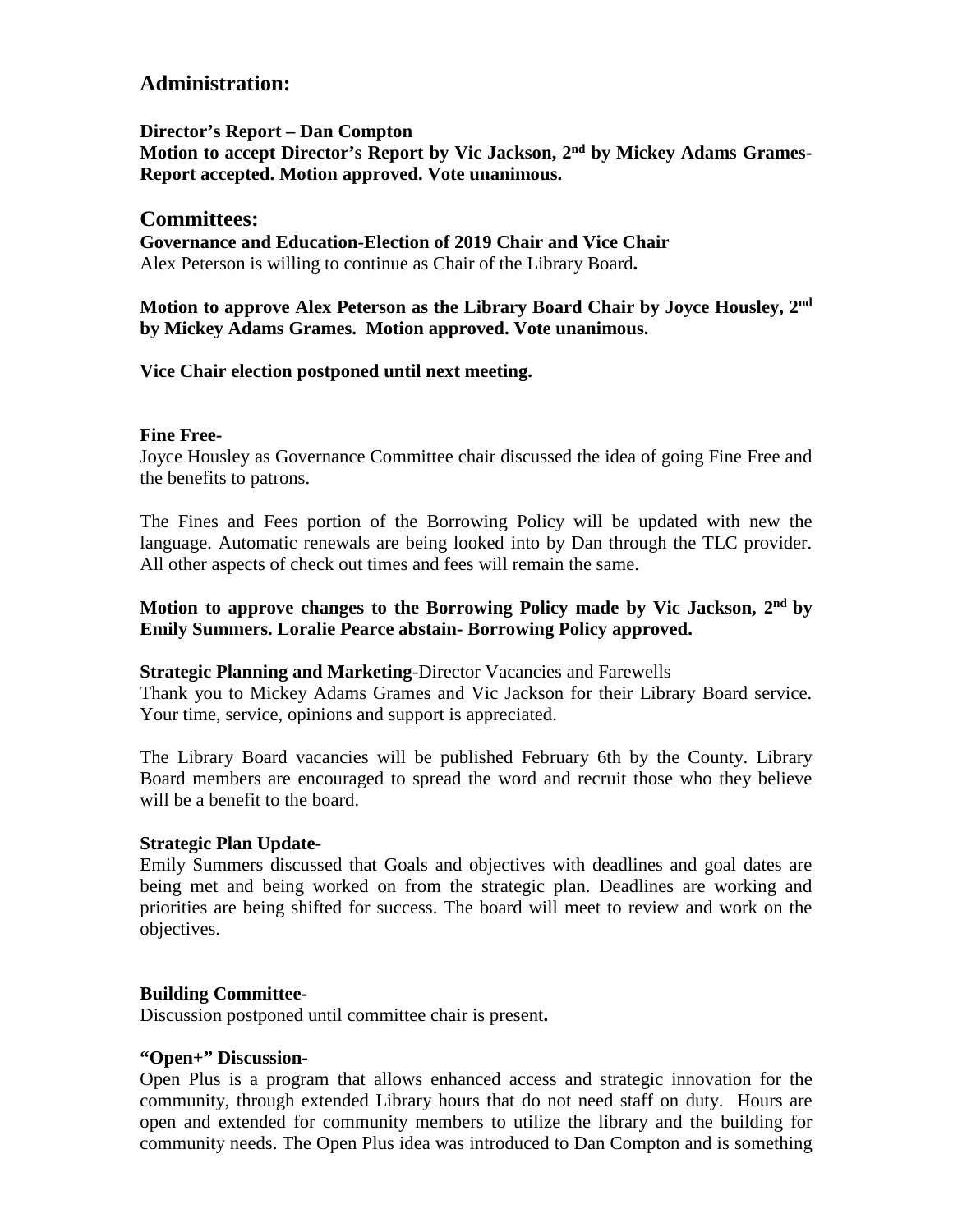## Administration:

**Director's Report – Dan Compton**
**Motion to accept Director's Report by Vic Jackson, 2nd by Mickey Adams Grames- Report accepted. Motion approved. Vote unanimous.**

## Committees:

**Governance and Education-Election of 2019 Chair and Vice Chair**
Alex Peterson is willing to continue as Chair of the Library Board**.**

**Motion to approve Alex Peterson as the Library Board Chair by Joyce Housley, 2nd by Mickey Adams Grames. Motion approved. Vote unanimous.**

**Vice Chair election postponed until next meeting.**

**Fine Free-**
Joyce Housley as Governance Committee chair discussed the idea of going Fine Free and the benefits to patrons.

The Fines and Fees portion of the Borrowing Policy will be updated with new the language. Automatic renewals are being looked into by Dan through the TLC provider. All other aspects of check out times and fees will remain the same.

**Motion to approve changes to the Borrowing Policy made by Vic Jackson, 2nd by Emily Summers. Loralie Pearce abstain- Borrowing Policy approved.**

**Strategic Planning and Marketing**-Director Vacancies and Farewells
Thank you to Mickey Adams Grames and Vic Jackson for their Library Board service. Your time, service, opinions and support is appreciated.

The Library Board vacancies will be published February 6th by the County. Library Board members are encouraged to spread the word and recruit those who they believe will be a benefit to the board.

**Strategic Plan Update-**
Emily Summers discussed that Goals and objectives with deadlines and goal dates are being met and being worked on from the strategic plan. Deadlines are working and priorities are being shifted for success. The board will meet to review and work on the objectives.

**Building Committee-**
Discussion postponed until committee chair is present**.**

**"Open+" Discussion-**
Open Plus is a program that allows enhanced access and strategic innovation for the community, through extended Library hours that do not need staff on duty. Hours are open and extended for community members to utilize the library and the building for community needs. The Open Plus idea was introduced to Dan Compton and is something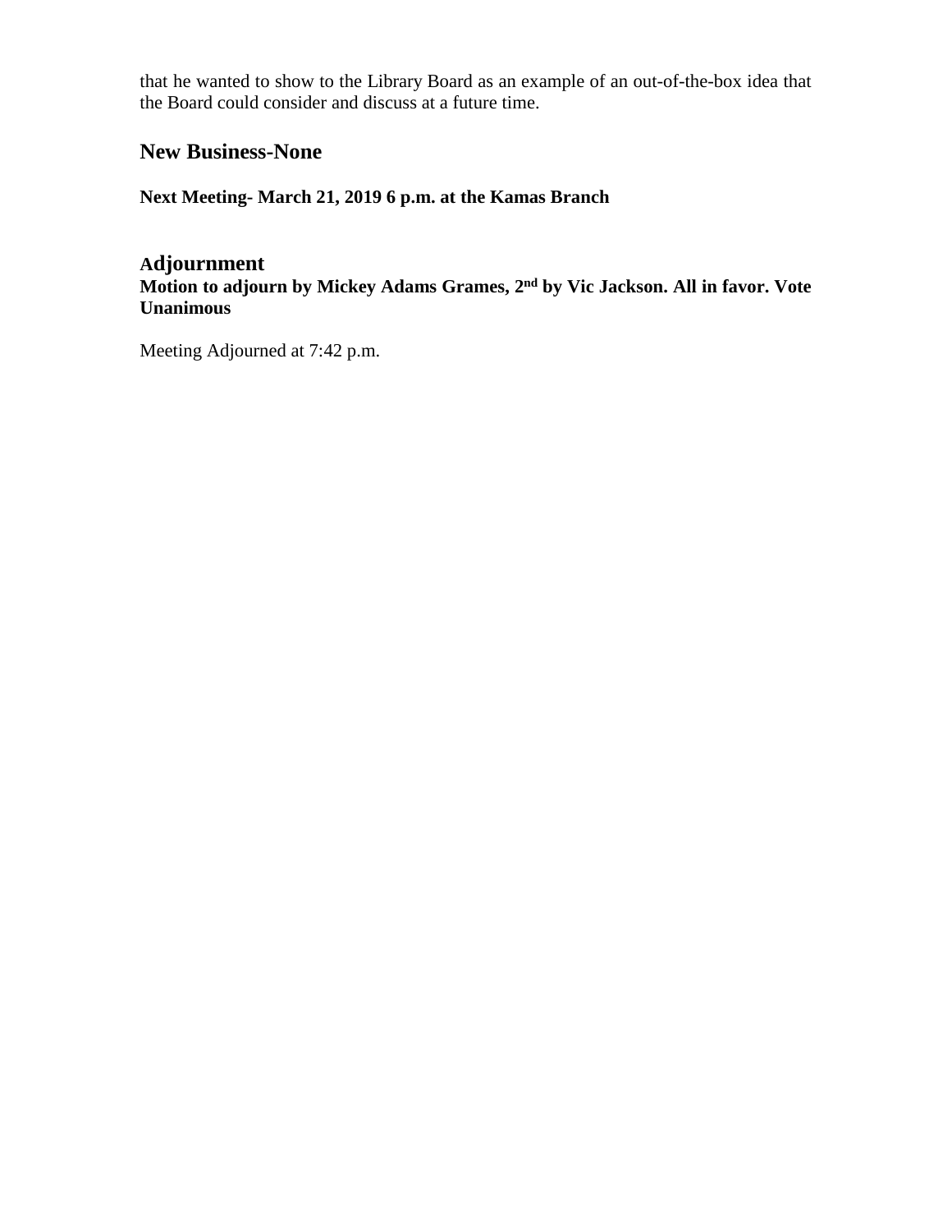that he wanted to show to the Library Board as an example of an out-of-the-box idea that the Board could consider and discuss at a future time.

## New Business-None

**Next Meeting- March 21, 2019 6 p.m. at the Kamas Branch**

## Adjournment

**Motion to adjourn by Mickey Adams Grames, 2nd by Vic Jackson. All in favor. Vote Unanimous**

Meeting Adjourned at 7:42 p.m.